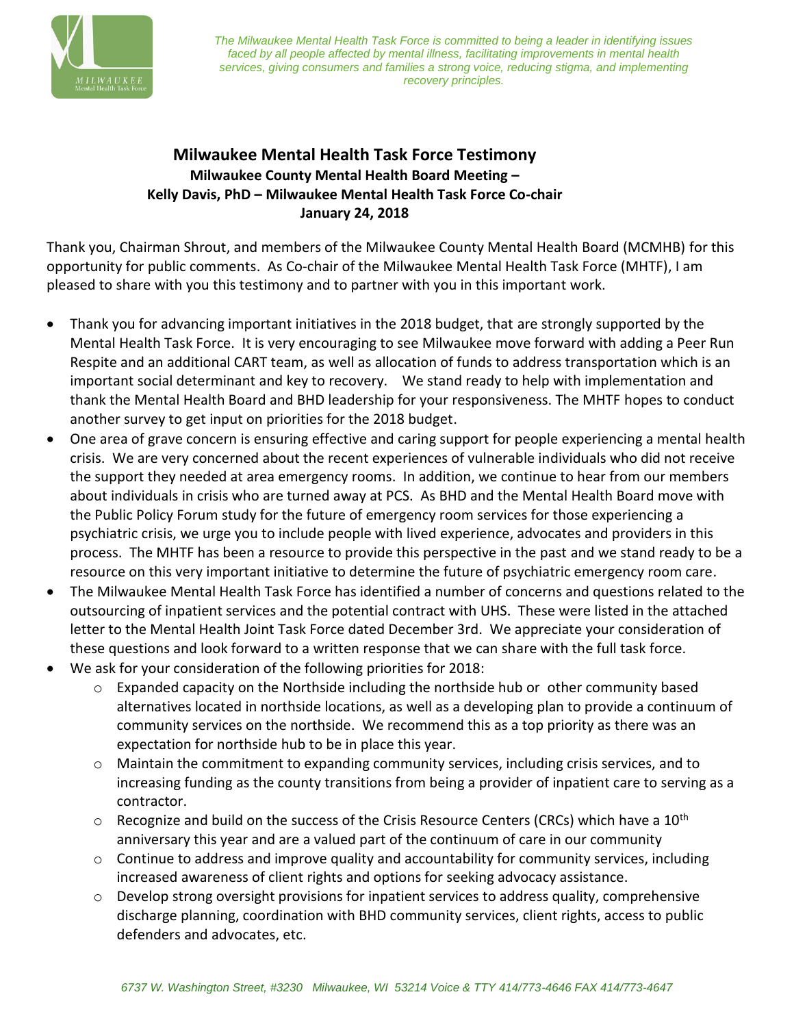*The Milwaukee Mental Health Task Force is committed to being a leader in identifying issues faced by all people affected by mental illness, facilitating improvements in mental health services, giving consumers and families a strong voice, reducing stigma, and implementing recovery principles.*

# Milwaukee Mental Health Task Force Testimony

**Milwaukee County Mental Health Board Meeting –**
**Kelly Davis, PhD – Milwaukee Mental Health Task Force Co-chair**
**January 24, 2018**

Thank you, Chairman Shrout, and members of the Milwaukee County Mental Health Board (MCMHB) for this opportunity for public comments. As Co-chair of the Milwaukee Mental Health Task Force (MHTF), I am pleased to share with you this testimony and to partner with you in this important work.

- Thank you for advancing important initiatives in the 2018 budget, that are strongly supported by the Mental Health Task Force. It is very encouraging to see Milwaukee move forward with adding a Peer Run Respite and an additional CART team, as well as allocation of funds to address transportation which is an important social determinant and key to recovery. We stand ready to help with implementation and thank the Mental Health Board and BHD leadership for your responsiveness. The MHTF hopes to conduct another survey to get input on priorities for the 2018 budget.
- One area of grave concern is ensuring effective and caring support for people experiencing a mental health crisis. We are very concerned about the recent experiences of vulnerable individuals who did not receive the support they needed at area emergency rooms. In addition, we continue to hear from our members about individuals in crisis who are turned away at PCS. As BHD and the Mental Health Board move with the Public Policy Forum study for the future of emergency room services for those experiencing a psychiatric crisis, we urge you to include people with lived experience, advocates and providers in this process. The MHTF has been a resource to provide this perspective in the past and we stand ready to be a resource on this very important initiative to determine the future of psychiatric emergency room care.
- The Milwaukee Mental Health Task Force has identified a number of concerns and questions related to the outsourcing of inpatient services and the potential contract with UHS. These were listed in the attached letter to the Mental Health Joint Task Force dated December 3rd. We appreciate your consideration of these questions and look forward to a written response that we can share with the full task force.
- We ask for your consideration of the following priorities for 2018:
  - Expanded capacity on the Northside including the northside hub or other community based alternatives located in northside locations, as well as a developing plan to provide a continuum of community services on the northside. We recommend this as a top priority as there was an expectation for northside hub to be in place this year.
  - Maintain the commitment to expanding community services, including crisis services, and to increasing funding as the county transitions from being a provider of inpatient care to serving as a contractor.
  - Recognize and build on the success of the Crisis Resource Centers (CRCs) which have a 10th anniversary this year and are a valued part of the continuum of care in our community
  - Continue to address and improve quality and accountability for community services, including increased awareness of client rights and options for seeking advocacy assistance.
  - Develop strong oversight provisions for inpatient services to address quality, comprehensive discharge planning, coordination with BHD community services, client rights, access to public defenders and advocates, etc.

*6737 W. Washington Street, #3230 Milwaukee, WI 53214 Voice & TTY 414/773-4646 FAX 414/773-4647*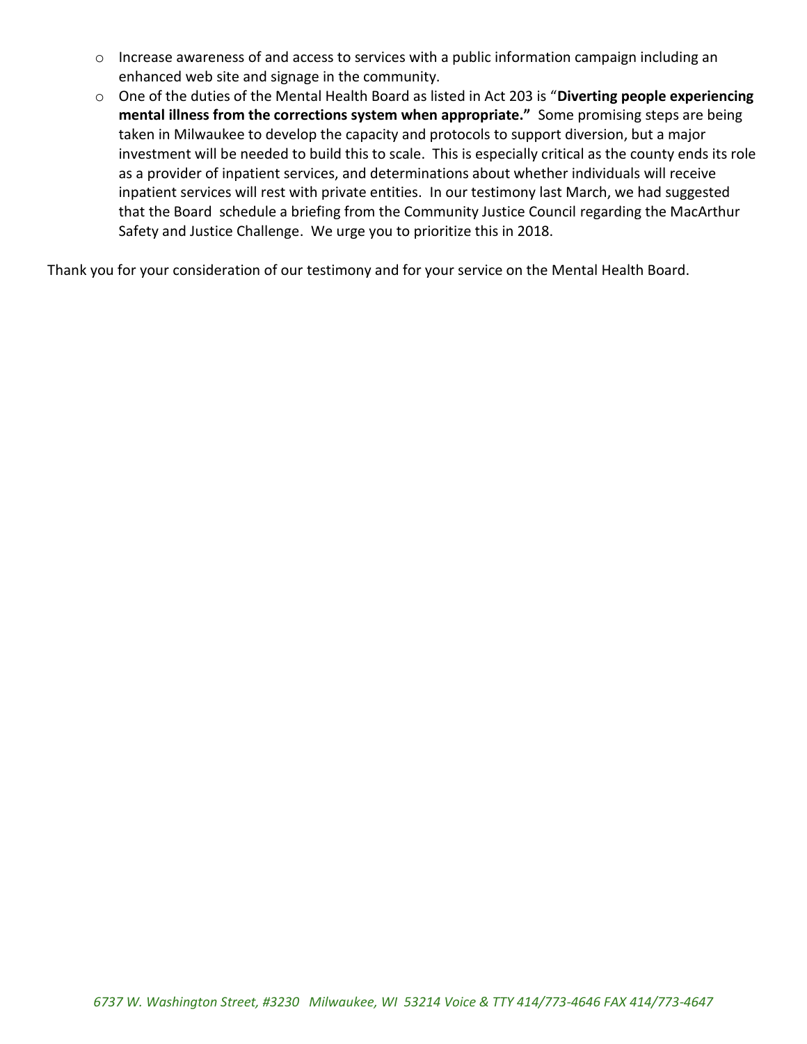- Increase awareness of and access to services with a public information campaign including an enhanced web site and signage in the community.
- One of the duties of the Mental Health Board as listed in Act 203 is "**Diverting people experiencing mental illness from the corrections system when appropriate."** Some promising steps are being taken in Milwaukee to develop the capacity and protocols to support diversion, but a major investment will be needed to build this to scale. This is especially critical as the county ends its role as a provider of inpatient services, and determinations about whether individuals will receive inpatient services will rest with private entities. In our testimony last March, we had suggested that the Board schedule a briefing from the Community Justice Council regarding the MacArthur Safety and Justice Challenge. We urge you to prioritize this in 2018.

Thank you for your consideration of our testimony and for your service on the Mental Health Board.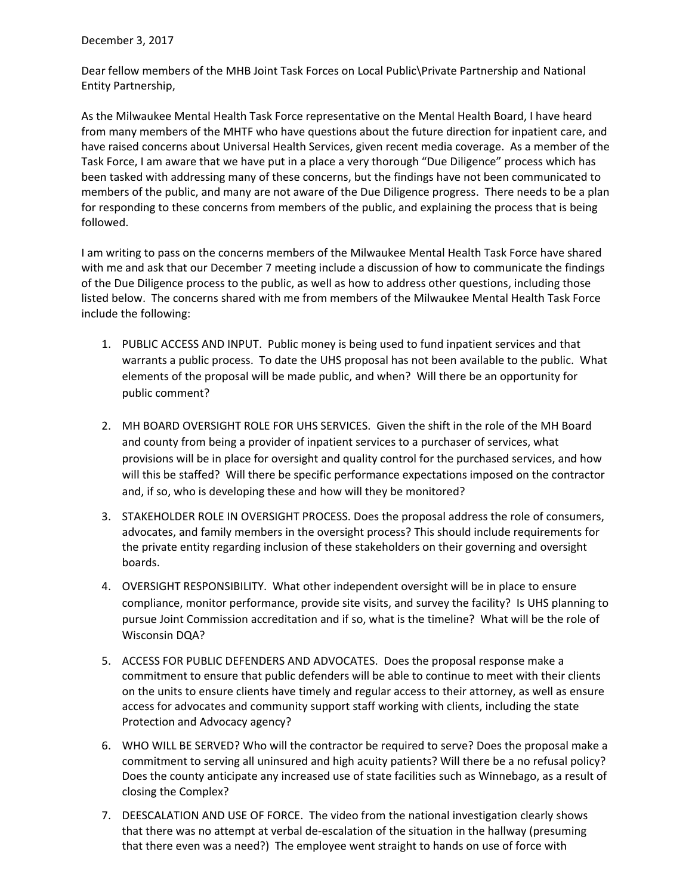December 3, 2017

Dear fellow members of the MHB Joint Task Forces on Local Public\Private Partnership and National Entity Partnership,

As the Milwaukee Mental Health Task Force representative on the Mental Health Board, I have heard from many members of the MHTF who have questions about the future direction for inpatient care, and have raised concerns about Universal Health Services, given recent media coverage. As a member of the Task Force, I am aware that we have put in a place a very thorough "Due Diligence" process which has been tasked with addressing many of these concerns, but the findings have not been communicated to members of the public, and many are not aware of the Due Diligence progress. There needs to be a plan for responding to these concerns from members of the public, and explaining the process that is being followed.

I am writing to pass on the concerns members of the Milwaukee Mental Health Task Force have shared with me and ask that our December 7 meeting include a discussion of how to communicate the findings of the Due Diligence process to the public, as well as how to address other questions, including those listed below. The concerns shared with me from members of the Milwaukee Mental Health Task Force include the following:

1. PUBLIC ACCESS AND INPUT. Public money is being used to fund inpatient services and that warrants a public process. To date the UHS proposal has not been available to the public. What elements of the proposal will be made public, and when? Will there be an opportunity for public comment?

2. MH BOARD OVERSIGHT ROLE FOR UHS SERVICES. Given the shift in the role of the MH Board and county from being a provider of inpatient services to a purchaser of services, what provisions will be in place for oversight and quality control for the purchased services, and how will this be staffed? Will there be specific performance expectations imposed on the contractor and, if so, who is developing these and how will they be monitored?

3. STAKEHOLDER ROLE IN OVERSIGHT PROCESS. Does the proposal address the role of consumers, advocates, and family members in the oversight process? This should include requirements for the private entity regarding inclusion of these stakeholders on their governing and oversight boards.

4. OVERSIGHT RESPONSIBILITY. What other independent oversight will be in place to ensure compliance, monitor performance, provide site visits, and survey the facility? Is UHS planning to pursue Joint Commission accreditation and if so, what is the timeline? What will be the role of Wisconsin DQA?

5. ACCESS FOR PUBLIC DEFENDERS AND ADVOCATES. Does the proposal response make a commitment to ensure that public defenders will be able to continue to meet with their clients on the units to ensure clients have timely and regular access to their attorney, as well as ensure access for advocates and community support staff working with clients, including the state Protection and Advocacy agency?

6. WHO WILL BE SERVED? Who will the contractor be required to serve? Does the proposal make a commitment to serving all uninsured and high acuity patients? Will there be a no refusal policy? Does the county anticipate any increased use of state facilities such as Winnebago, as a result of closing the Complex?

7. DEESCALATION AND USE OF FORCE. The video from the national investigation clearly shows that there was no attempt at verbal de-escalation of the situation in the hallway (presuming that there even was a need?) The employee went straight to hands on use of force with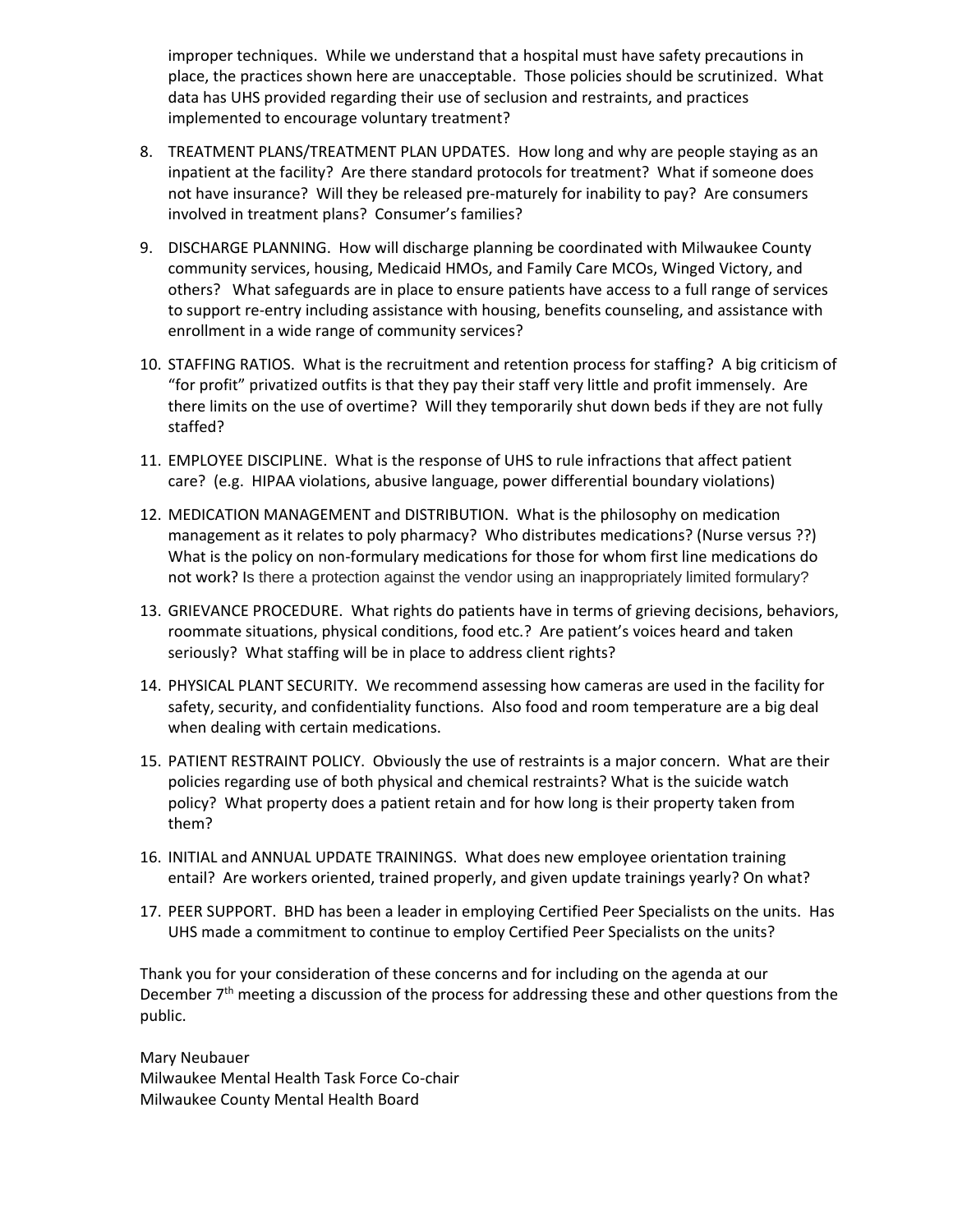improper techniques. While we understand that a hospital must have safety precautions in place, the practices shown here are unacceptable. Those policies should be scrutinized. What data has UHS provided regarding their use of seclusion and restraints, and practices implemented to encourage voluntary treatment?

8. TREATMENT PLANS/TREATMENT PLAN UPDATES. How long and why are people staying as an inpatient at the facility? Are there standard protocols for treatment? What if someone does not have insurance? Will they be released pre-maturely for inability to pay? Are consumers involved in treatment plans? Consumer's families?

9. DISCHARGE PLANNING. How will discharge planning be coordinated with Milwaukee County community services, housing, Medicaid HMOs, and Family Care MCOs, Winged Victory, and others? What safeguards are in place to ensure patients have access to a full range of services to support re-entry including assistance with housing, benefits counseling, and assistance with enrollment in a wide range of community services?

10. STAFFING RATIOS. What is the recruitment and retention process for staffing? A big criticism of "for profit" privatized outfits is that they pay their staff very little and profit immensely. Are there limits on the use of overtime? Will they temporarily shut down beds if they are not fully staffed?

11. EMPLOYEE DISCIPLINE. What is the response of UHS to rule infractions that affect patient care? (e.g. HIPAA violations, abusive language, power differential boundary violations)

12. MEDICATION MANAGEMENT and DISTRIBUTION. What is the philosophy on medication management as it relates to poly pharmacy? Who distributes medications? (Nurse versus ??) What is the policy on non-formulary medications for those for whom first line medications do not work? Is there a protection against the vendor using an inappropriately limited formulary?

13. GRIEVANCE PROCEDURE. What rights do patients have in terms of grieving decisions, behaviors, roommate situations, physical conditions, food etc.? Are patient's voices heard and taken seriously? What staffing will be in place to address client rights?

14. PHYSICAL PLANT SECURITY. We recommend assessing how cameras are used in the facility for safety, security, and confidentiality functions. Also food and room temperature are a big deal when dealing with certain medications.

15. PATIENT RESTRAINT POLICY. Obviously the use of restraints is a major concern. What are their policies regarding use of both physical and chemical restraints? What is the suicide watch policy? What property does a patient retain and for how long is their property taken from them?

16. INITIAL and ANNUAL UPDATE TRAININGS. What does new employee orientation training entail? Are workers oriented, trained properly, and given update trainings yearly? On what?

17. PEER SUPPORT. BHD has been a leader in employing Certified Peer Specialists on the units. Has UHS made a commitment to continue to employ Certified Peer Specialists on the units?

Thank you for your consideration of these concerns and for including on the agenda at our December 7th meeting a discussion of the process for addressing these and other questions from the public.

Mary Neubauer
Milwaukee Mental Health Task Force Co-chair
Milwaukee County Mental Health Board